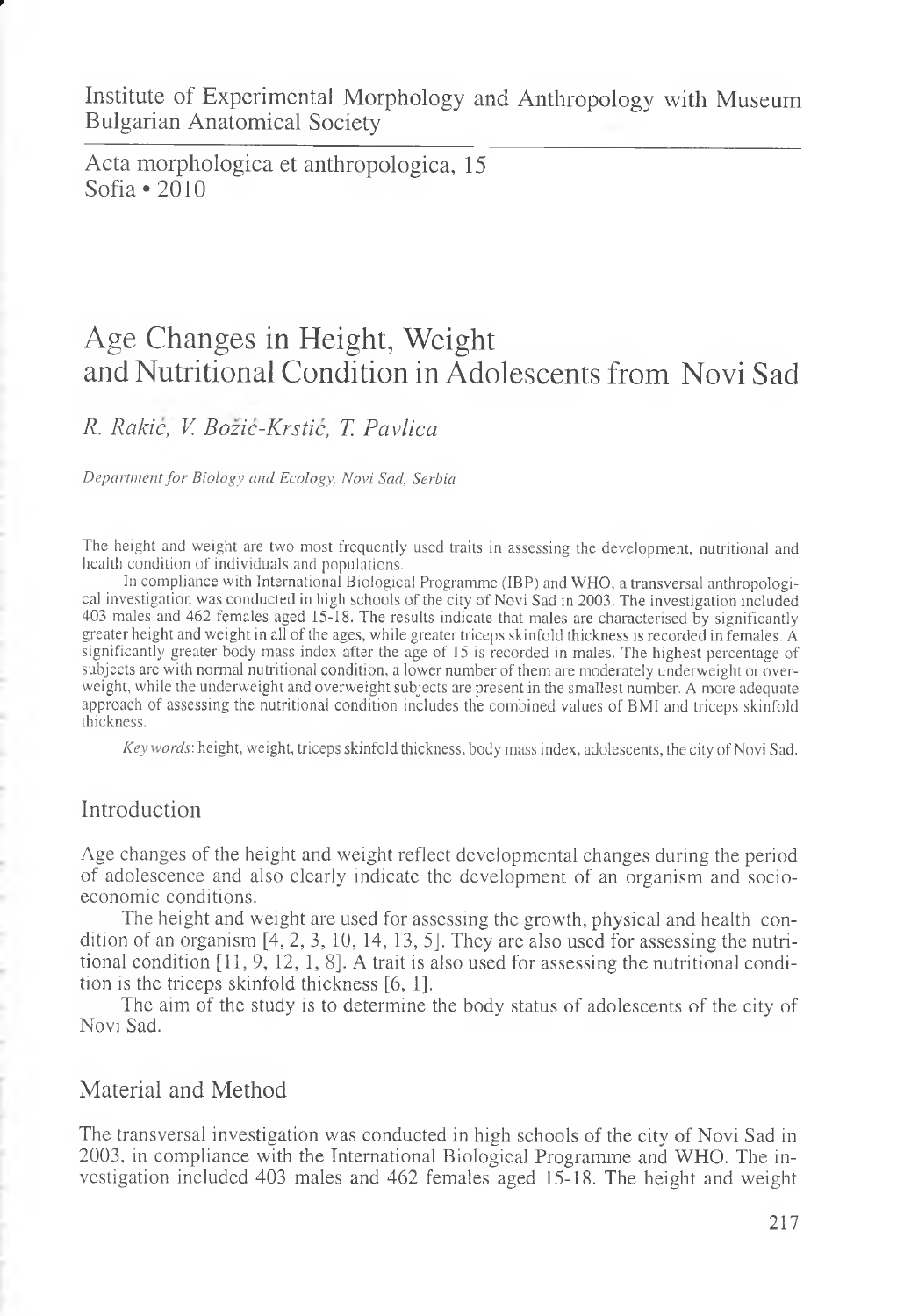Institute of Experimental Morphology and Anthropology with Museum
Bulgarian Anatomical Society

Acta morphologica et anthropologica, 15
Sofia • 2010

# Age Changes in Height, Weight and Nutritional Condition in Adolescents from Novi Sad

*R. Rakić, V. Božić-Krstić, T. Pavlica*

*Department for Biology and Ecology, Novi Sad, Serbia*

The height and weight are two most frequently used traits in assessing the development, nutritional and health condition of individuals and populations.

In compliance with International Biological Programme (IBP) and WHO, a transversal anthropological investigation was conducted in high schools of the city of Novi Sad in 2003. The investigation included 403 males and 462 females aged 15-18. The results indicate that males are characterised by significantly greater height and weight in all of the ages, while greater triceps skinfold thickness is recorded in females. A significantly greater body mass index after the age of 15 is recorded in males. The highest percentage of subjects are with normal nutritional condition, a lower number of them are moderately underweight or overweight, while the underweight and overweight subjects are present in the smallest number. A more adequate approach of assessing the nutritional condition includes the combined values of BMI and triceps skinfold thickness.

*Key words*: height, weight, triceps skinfold thickness, body mass index, adolescents, the city of Novi Sad.

## Introduction

Age changes of the height and weight reflect developmental changes during the period of adolescence and also clearly indicate the development of an organism and socio-economic conditions.

The height and weight are used for assessing the growth, physical and health condition of an organism [4, 2, 3, 10, 14, 13, 5]. They are also used for assessing the nutritional condition [11, 9, 12, 1, 8]. A trait is also used for assessing the nutritional condition is the triceps skinfold thickness [6, 1].

The aim of the study is to determine the body status of adolescents of the city of Novi Sad.

## Material and Method

The transversal investigation was conducted in high schools of the city of Novi Sad in 2003, in compliance with the International Biological Programme and WHO. The investigation included 403 males and 462 females aged 15-18. The height and weight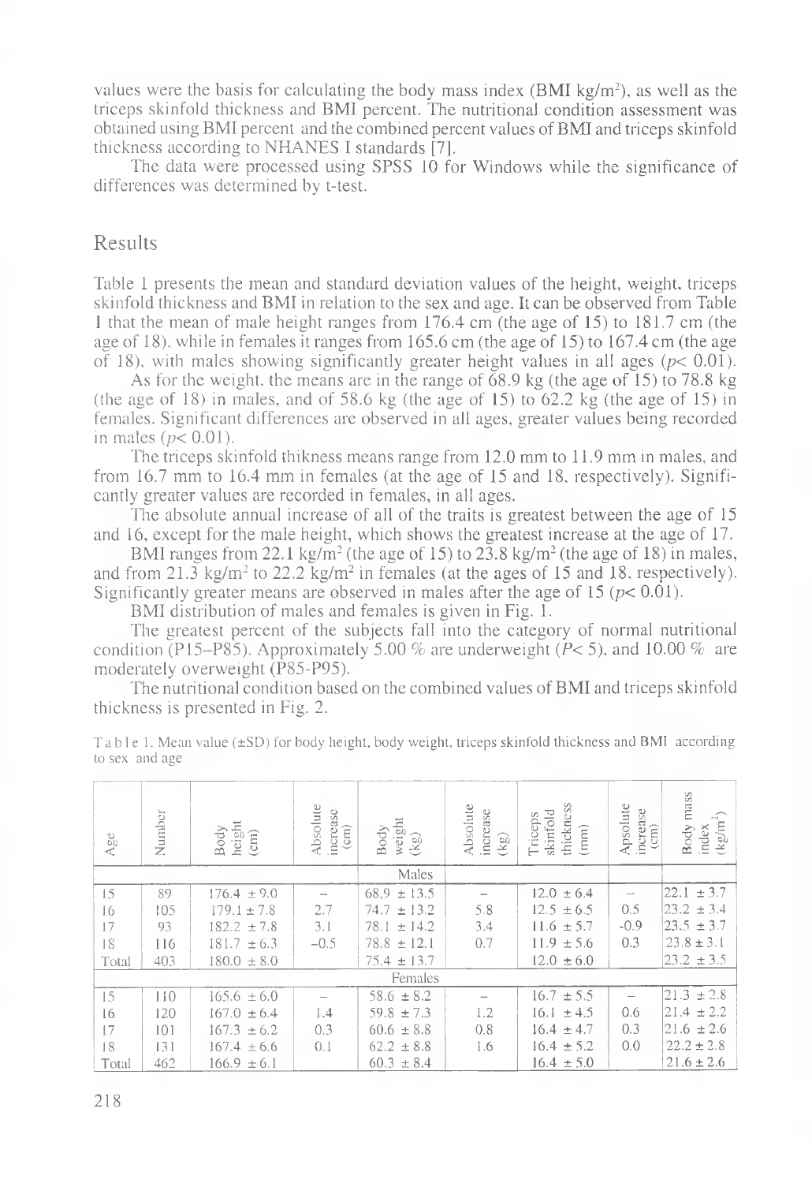values were the basis for calculating the body mass index (BMI kg/m$^2$), as well as the triceps skinfold thickness and BMI percent. The nutritional condition assessment was obtained using BMI percent and the combined percent values of BMI and triceps skinfold thickness according to NHANES I standards [7].

The data were processed using SPSS 10 for Windows while the significance of differences was determined by t-test.

## Results

Table 1 presents the mean and standard deviation values of the height, weight, triceps skinfold thickness and BMI in relation to the sex and age. It can be observed from Table 1 that the mean of male height ranges from 176.4 cm (the age of 15) to 181.7 cm (the age of 18), while in females it ranges from 165.6 cm (the age of 15) to 167.4 cm (the age of 18), with males showing significantly greater height values in all ages ($p< 0.01$).

As for the weight, the means are in the range of 68.9 kg (the age of 15) to 78.8 kg (the age of 18) in males, and of 58.6 kg (the age of 15) to 62.2 kg (the age of 15) in females. Significant differences are observed in all ages, greater values being recorded in males ($p< 0.01$).

The triceps skinfold thikness means range from 12.0 mm to 11.9 mm in males, and from 16.7 mm to 16.4 mm in females (at the age of 15 and 18, respectively). Significantly greater values are recorded in females, in all ages.

The absolute annual increase of all of the traits is greatest between the age of 15 and 16, except for the male height, which shows the greatest increase at the age of 17.

BMI ranges from 22.1 kg/m$^2$ (the age of 15) to 23.8 kg/m$^2$ (the age of 18) in males, and from 21.3 kg/m$^2$ to 22.2 kg/m$^2$ in females (at the ages of 15 and 18, respectively). Significantly greater means are observed in males after the age of 15 ($p< 0.01$).

BMI distribution of males and females is given in Fig. 1.

The greatest percent of the subjects fall into the category of normal nutritional condition (P15–P85). Approximately 5.00 % are underweight ($P< 5$), and 10.00 % are moderately overweight (P85-P95).

The nutritional condition based on the combined values of BMI and triceps skinfold thickness is presented in Fig. 2.

Table 1. Mean value (±SD) for body height, body weight, triceps skinfold thickness and BMI according to sex and age

| Age | Number | Body height (cm) | Absolute increase (cm) | Body weight (kg) | Absolute increase (kg) | Triceps skinfold thickness (mm) | Apsolute increase (cm) | Body mass index (kg/m$^2$) |
|---|---|---|---|---|---|---|---|---|
| | | | | Males | | | | |
| 15 | 89 | 176.4 ± 9.0 | – | 68,9 ± 13.5 | – | 12.0 ± 6.4 | – | 22.1 ± 3.7 |
| 16 | 105 | 179.1 ± 7.8 | 2.7 | 74.7 ± 13.2 | 5.8 | 12.5 ± 6.5 | 0.5 | 23.2 ± 3.4 |
| 17 | 93 | 182.2 ± 7.8 | 3.1 | 78.1 ± 14.2 | 3.4 | 11.6 ± 5.7 | -0.9 | 23.5 ± 3.7 |
| 18 | 116 | 181.7 ± 6.3 | –0.5 | 78.8 ± 12.1 | 0.7 | 11.9 ± 5.6 | 0.3 | 23.8 ± 3.1 |
| Total | 403 | 180.0 ± 8.0 | | 75.4 ± 13.7 | | 12.0 ± 6.0 | | 23.2 ± 3.5 |
| | | | | Females | | | | |
| 15 | 110 | 165.6 ± 6.0 | – | 58.6 ± 8.2 | – | 16.7 ± 5.5 | – | 21.3 ± 2.8 |
| 16 | 120 | 167.0 ± 6.4 | 1.4 | 59.8 ± 7.3 | 1.2 | 16.1 ± 4.5 | 0.6 | 21.4 ± 2.2 |
| 17 | 101 | 167.3 ± 6.2 | 0.3 | 60.6 ± 8.8 | 0.8 | 16.4 ± 4.7 | 0.3 | 21.6 ± 2.6 |
| 18 | 131 | 167.4 ± 6.6 | 0.1 | 62.2 ± 8.8 | 1.6 | 16.4 ± 5.2 | 0.0 | 22.2 ± 2.8 |
| Total | 462 | 166.9 ± 6.1 | | 60.3 ± 8.4 | | 16.4 ± 5.0 | | 21.6 ± 2.6 |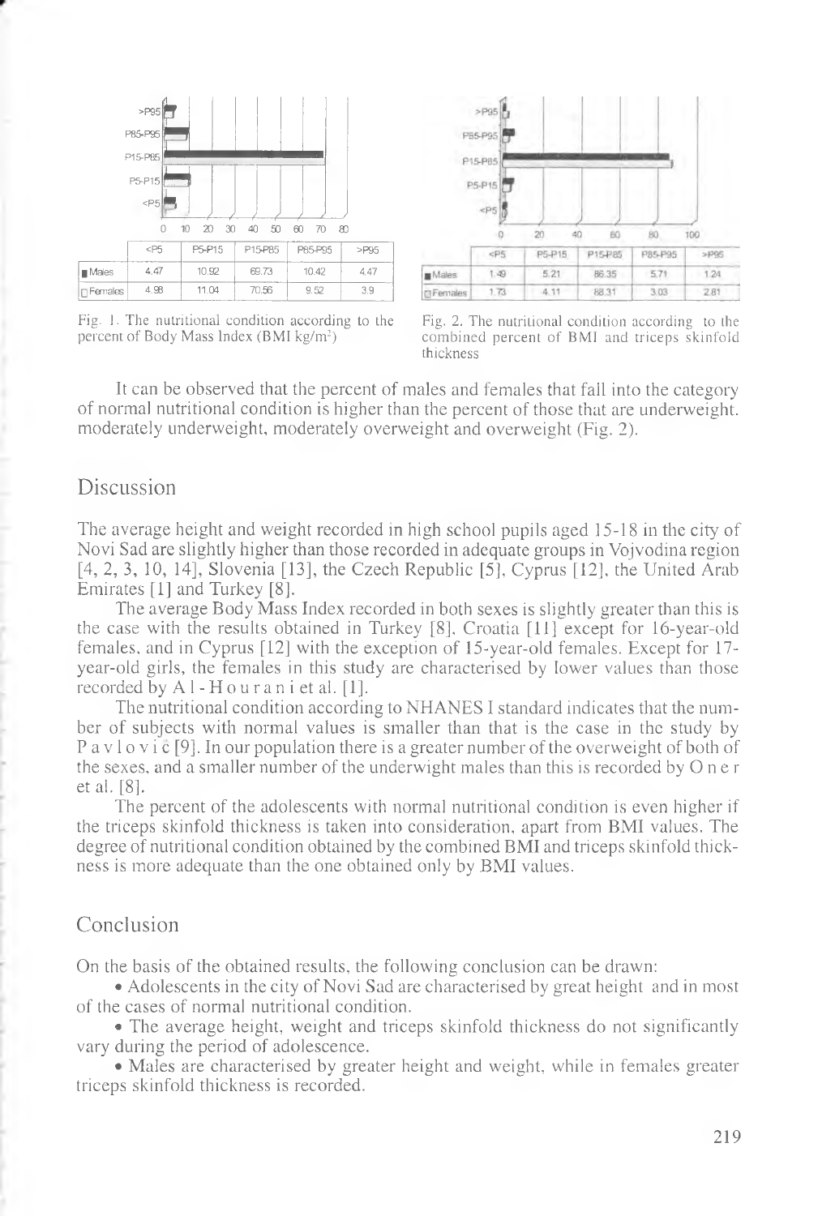| | <P5 | P5-P15 | P15-P85 | P85-P95 | >P95 |
|---|---|---|---|---|---|
| Males | 4.47 | 10.92 | 69.73 | 10.42 | 4.47 |
| Females | 4.98 | 11.04 | 70.56 | 9.52 | 3.9 |

Fig. 1. The nutritional condition according to the percent of Body Mass Index (BMI kg/m$^2$)

| | <P5 | P5-P15 | P15-P85 | P85-P95 | >P95 |
|---|---|---|---|---|---|
| Males | 1.49 | 5.21 | 86.35 | 5.71 | 1.24 |
| Females | 1.73 | 4.11 | 88.31 | 3.03 | 2.81 |

Fig. 2. The nutritional condition according to the combined percent of BMI and triceps skinfold thickness

It can be observed that the percent of males and females that fall into the category of normal nutritional condition is higher than the percent of those that are underweight, moderately underweight, moderately overweight and overweight (Fig. 2).

## Discussion

The average height and weight recorded in high school pupils aged 15-18 in the city of Novi Sad are slightly higher than those recorded in adequate groups in Vojvodina region [4, 2, 3, 10, 14], Slovenia [13], the Czech Republic [5], Cyprus [12], the United Arab Emirates [1] and Turkey [8].

The average Body Mass Index recorded in both sexes is slightly greater than this is the case with the results obtained in Turkey [8], Croatia [11] except for 16-year-old females, and in Cyprus [12] with the exception of 15-year-old females. Except for 17-year-old girls, the females in this study are characterised by lower values than those recorded by Al-Hourani et al. [1].

The nutritional condition according to NHANES I standard indicates that the number of subjects with normal values is smaller than that is the case in the study by Pavlović [9]. In our population there is a greater number of the overweight of both of the sexes, and a smaller number of the underwight males than this is recorded by Oner et al. [8].

The percent of the adolescents with normal nutritional condition is even higher if the triceps skinfold thickness is taken into consideration, apart from BMI values. The degree of nutritional condition obtained by the combined BMI and triceps skinfold thickness is more adequate than the one obtained only by BMI values.

## Conclusion

On the basis of the obtained results, the following conclusion can be drawn:

- Adolescents in the city of Novi Sad are characterised by great height and in most of the cases of normal nutritional condition.
- The average height, weight and triceps skinfold thickness do not significantly vary during the period of adolescence.
- Males are characterised by greater height and weight, while in females greater triceps skinfold thickness is recorded.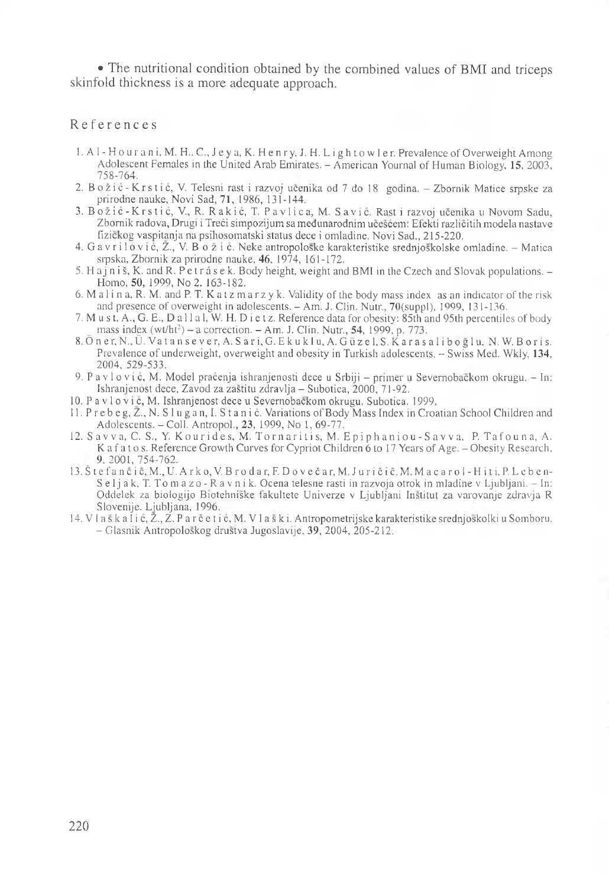- The nutritional condition obtained by the combined values of BMI and triceps skinfold thickness is a more adequate approach.

## References

1. Al-Hourani, M. H., C., Jeya, K. Henry, J. H. Lightowler. Prevalence of Overweight Among Adolescent Females in the United Arab Emirates. – American Yournal of Human Biology, **15**, 2003, 758-764.
2. Božić-Krstić, V. Telesni rast i razvoj učenika od 7 do 18 godina. – Zbornik Matice srpske za prirodne nauke, Novi Sad, **71**, 1986, 131-144.
3. Božić-Krstić, V., R. Rakić, T. Pavlica, M. Savić. Rast i razvoj učenika u Novom Sadu, Zbornik radova, Drugi i Treći simpozijum sa međunarodnim učešćem: Efekti različitih modela nastave fizičkog vaspitanja na psihosomatski status dece i omladine. Novi Sad., 215-220.
4. Gavrilović, Ž., V. Božić. Neke antropološke karakteristike srednjoškolske omladine. – Matica srpska, Zbornik za prirodne nauke, **46**, 1974, 161-172.
5. Hajniš, K. and R. Petrásek. Body height, weight and BMI in the Czech and Slovak populations. – Homo, **50**, 1999, No 2, 163-182.
6. Malina, R. M. and P. T. Katzmarzyk. Validity of the body mass index as an indicator of the risk and presence of overweight in adolescents. – Am. J. Clin. Nutr., **70**(suppl), 1999, 131-136.
7. Must, A., G. E., Dallal, W. H. Dietz. Reference data for obesity: 85th and 95th percentiles of body mass index (wt/ht$^2$) – a correction. – Am. J. Clin. Nutr., **54**, 1999, p. 773.
8. Öner, N., Ü. Vatansever, A. Sari, G. Ekuklu, A. Güzel, S. Karasaliboğlu, N. W. Boris. Prevalence of underweight, overweight and obesity in Turkish adolescents. – Swiss Med. Wkly, **134**, 2004, 529-533.
9. Pavlović, M. Model praćenja ishranjenosti dece u Srbiji – primer u Severnobačkom okrugu. – In: Ishranjenost dece, Zavod za zaštitu zdravlja – Subotica, 2000, 71-92.
10. Pavlović, M. Ishranjenost dece u Severnobačkom okrugu. Subotica, 1999.
11. Prebeg, Ž., N. Slugan, I. Stanić. Variations of Body Mass Index in Croatian School Children and Adolescents. – Coll. Antropol., **23**, 1999, No 1, 69-77.
12. Savva, C. S., Y. Kourides, M. Tornaritis, M. Epiphaniou-Savva, P. Tafouna, A. Kafatos. Reference Growth Curves for Cypriot Children 6 to 17 Years of Age. – Obesity Research, **9**, 2001, 754-762.
13. Štefančič, M., U. Arko, V. Brodar, F. Dovečar, M. Juričič, M. Macarol-Hiti, P. Leben-Seljak, T. Tomazo-Ravnik. Ocena telesne rasti in razvoja otrok in mladine v Ljubljani. – In: Oddelek za biologijo Biotehniške fakultete Univerze v Ljubljani Inštitut za varovanje zdravja R Slovenije. Ljubljana, 1996.
14. Vlaškalić, Ž., Z. Parčetić, M. Vlaški. Antropometrijske karakteristike srednjoškolki u Somboru. – Glasnik Antropološkog društva Jugoslavije, **39**, 2004, 205-212.